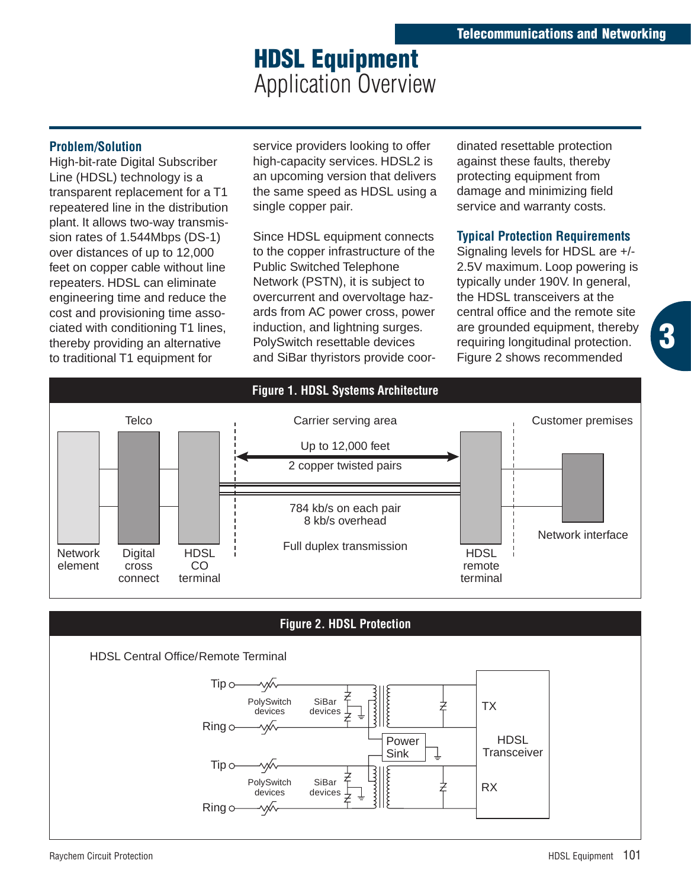# HDSL Equipment
## Application Overview

### Problem/Solution

High-bit-rate Digital Subscriber Line (HDSL) technology is a transparent replacement for a T1 repeatered line in the distribution plant. It allows two-way transmission rates of 1.544Mbps (DS-1) over distances of up to 12,000 feet on copper cable without line repeaters. HDSL can eliminate engineering time and reduce the cost and provisioning time associated with conditioning T1 lines, thereby providing an alternative to traditional T1 equipment for service providers looking to offer high-capacity services. HDSL2 is an upcoming version that delivers the same speed as HDSL using a single copper pair.

Since HDSL equipment connects to the copper infrastructure of the Public Switched Telephone Network (PSTN), it is subject to overcurrent and overvoltage hazards from AC power cross, power induction, and lightning surges. PolySwitch resettable devices and SiBar thyristors provide coordinated resettable protection against these faults, thereby protecting equipment from damage and minimizing field service and warranty costs.

### Typical Protection Requirements

Signaling levels for HDSL are +/-2.5V maximum. Loop powering is typically under 190V. In general, the HDSL transceivers at the central office and the remote site are grounded equipment, thereby requiring longitudinal protection. Figure 2 shows recommended

**Figure 1. HDSL Systems Architecture**

Telco: Network element — Digital cross connect — HDSL CO terminal

Carrier serving area: Up to 12,000 feet; 2 copper twisted pairs; 784 kb/s on each pair; 8 kb/s overhead; Full duplex transmission

Customer premises: HDSL remote terminal — Network interface

**Figure 2. HDSL Protection**

HDSL Central Office/Remote Terminal

Tip / Ring — PolySwitch devices — SiBar devices — Power Sink — HDSL Transceiver (TX, RX)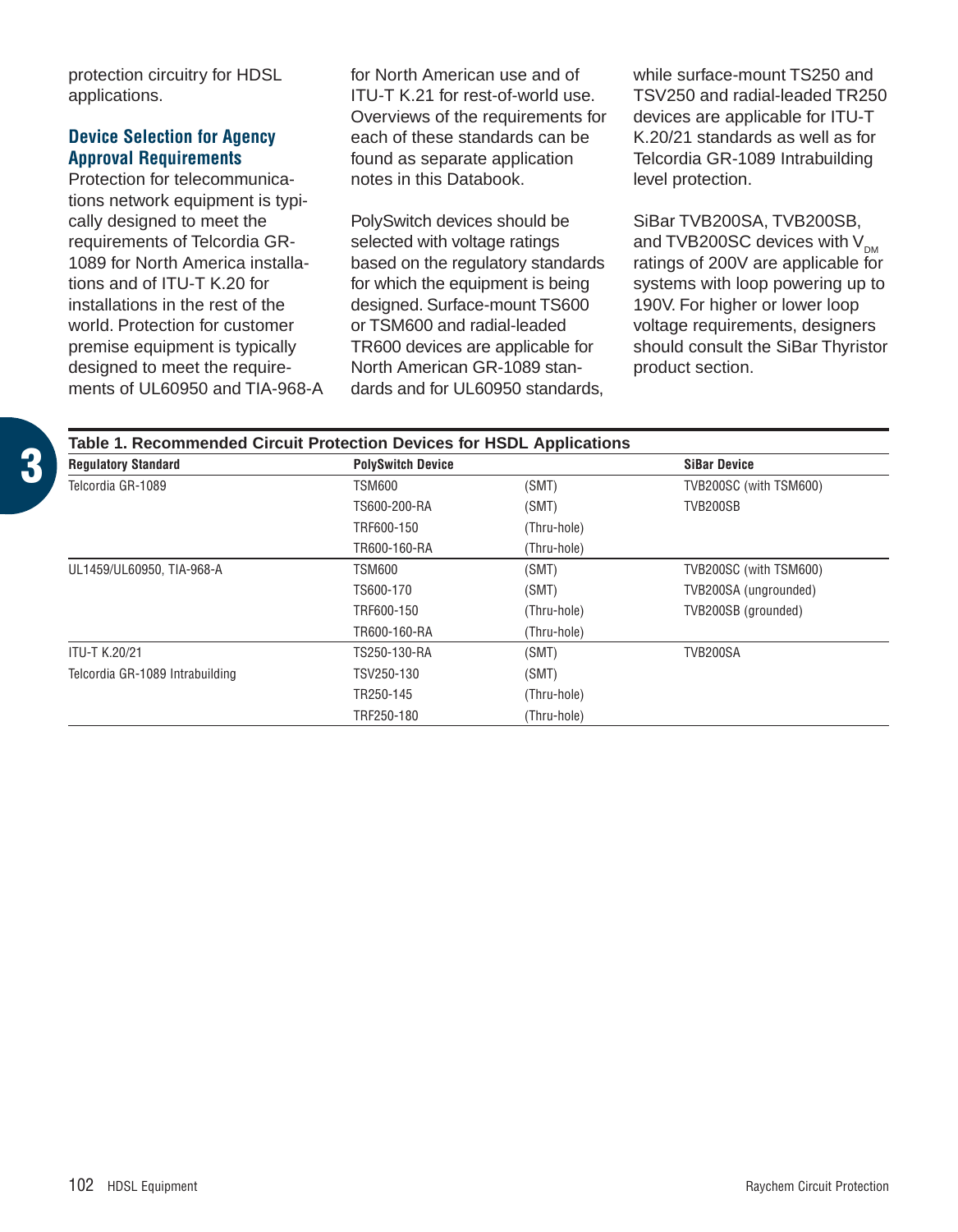protection circuitry for HDSL applications.

### Device Selection for Agency Approval Requirements

Protection for telecommunications network equipment is typically designed to meet the requirements of Telcordia GR-1089 for North America installations and of ITU-T K.20 for installations in the rest of the world. Protection for customer premise equipment is typically designed to meet the requirements of UL60950 and TIA-968-A for North American use and of ITU-T K.21 for rest-of-world use. Overviews of the requirements for each of these standards can be found as separate application notes in this Databook.

PolySwitch devices should be selected with voltage ratings based on the regulatory standards for which the equipment is being designed. Surface-mount TS600 or TSM600 and radial-leaded TR600 devices are applicable for North American GR-1089 standards and for UL60950 standards, while surface-mount TS250 and TSV250 and radial-leaded TR250 devices are applicable for ITU-T K.20/21 standards as well as for Telcordia GR-1089 Intrabuilding level protection.

SiBar TVB200SA, TVB200SB, and TVB200SC devices with $V_{DM}$ ratings of 200V are applicable for systems with loop powering up to 190V. For higher or lower loop voltage requirements, designers should consult the SiBar Thyristor product section.

**Table 1. Recommended Circuit Protection Devices for HDSL Applications**

| Regulatory Standard | PolySwitch Device | | SiBar Device |
|---|---|---|---|
| Telcordia GR-1089 | TSM600 | (SMT) | TVB200SC (with TSM600) |
| | TS600-200-RA | (SMT) | TVB200SB |
| | TRF600-150 | (Thru-hole) | |
| | TR600-160-RA | (Thru-hole) | |
| UL1459/UL60950, TIA-968-A | TSM600 | (SMT) | TVB200SC (with TSM600) |
| | TS600-170 | (SMT) | TVB200SA (ungrounded) |
| | TRF600-150 | (Thru-hole) | TVB200SB (grounded) |
| | TR600-160-RA | (Thru-hole) | |
| ITU-T K.20/21 | TS250-130-RA | (SMT) | TVB200SA |
| Telcordia GR-1089 Intrabuilding | TSV250-130 | (SMT) | |
| | TR250-145 | (Thru-hole) | |
| | TRF250-180 | (Thru-hole) | |